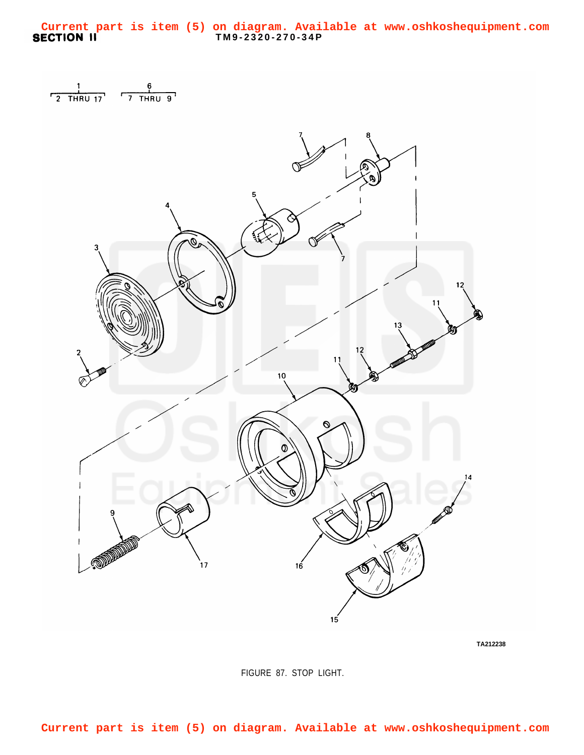Current part is item (5) on diagram. Available at www.oshkoshequipment.com

SECTION II

TM9-2320-270-34P

FIGURE 87. STOP LIGHT.

Current part is item (5) on diagram. Available at www.oshkoshequipment.com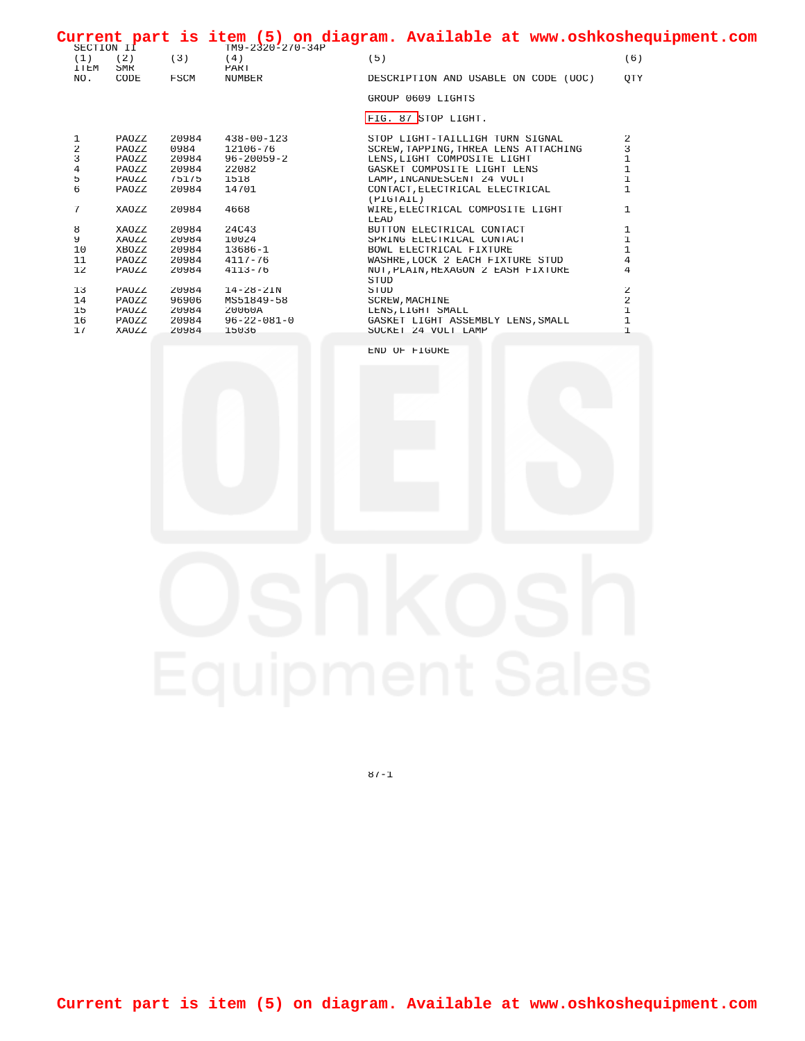Current part is item (5) on diagram. Available at www.oshkoshequipment.com

SECTION II TM9-2320-270-34P

| (1) ITEM NO. | (2) SMR CODE | (3) FSCM | (4) PART NUMBER | (5) DESCRIPTION AND USABLE ON CODE (UOC) | (6) QTY |
|---|---|---|---|---|---|
| | | | | GROUP 0609 LIGHTS | |
| | | | | FIG. 87 STOP LIGHT. | |
| 1 | PAOZZ | 20984 | 438-00-123 | STOP LIGHT-TAILLIGH TURN SIGNAL | 2 |
| 2 | PAOZZ | 0984 | 12106-76 | SCREW,TAPPING,THREA LENS ATTACHING | 3 |
| 3 | PAOZZ | 20984 | 96-20059-2 | LENS,LIGHT COMPOSITE LIGHT | 1 |
| 4 | PAOZZ | 20984 | 22082 | GASKET COMPOSITE LIGHT LENS | 1 |
| 5 | PAOZZ | 75175 | 1518 | LAMP,INCANDESCENT 24 VOLT | 1 |
| 6 | PAOZZ | 20984 | 14701 | CONTACT,ELECTRICAL ELECTRICAL (PIGTAIL) | 1 |
| 7 | XAOZZ | 20984 | 4668 | WIRE,ELECTRICAL COMPOSITE LIGHT LEAD | 1 |
| 8 | XAOZZ | 20984 | 24C43 | BUTTON ELECTRICAL CONTACT | 1 |
| 9 | XAOZZ | 20984 | 10024 | SPRING ELECTRICAL CONTACT | 1 |
| 10 | XBOZZ | 20984 | 13686-1 | BOWL ELECTRICAL FIXTURE | 1 |
| 11 | PAOZZ | 20984 | 4117-76 | WASHRE,LOCK 2 EACH FIXTURE STUD | 4 |
| 12 | PAOZZ | 20984 | 4113-76 | NUT,PLAIN,HEXAGON 2 EASH FIXTURE STUD | 4 |
| 13 | PAOZZ | 20984 | 14-28-21N | STUD | 2 |
| 14 | PAOZZ | 96906 | MS51849-58 | SCREW,MACHINE | 2 |
| 15 | PAOZZ | 20984 | 20060A | LENS,LIGHT SMALL | 1 |
| 16 | PAOZZ | 20984 | 96-22-081-0 | GASKET LIGHT ASSEMBLY LENS,SMALL | 1 |
| 17 | XAOZZ | 20984 | 15036 | SOCKET 24 VOLT LAMP | 1 |

END OF FIGURE

Current part is item (5) on diagram. Available at www.oshkoshequipment.com